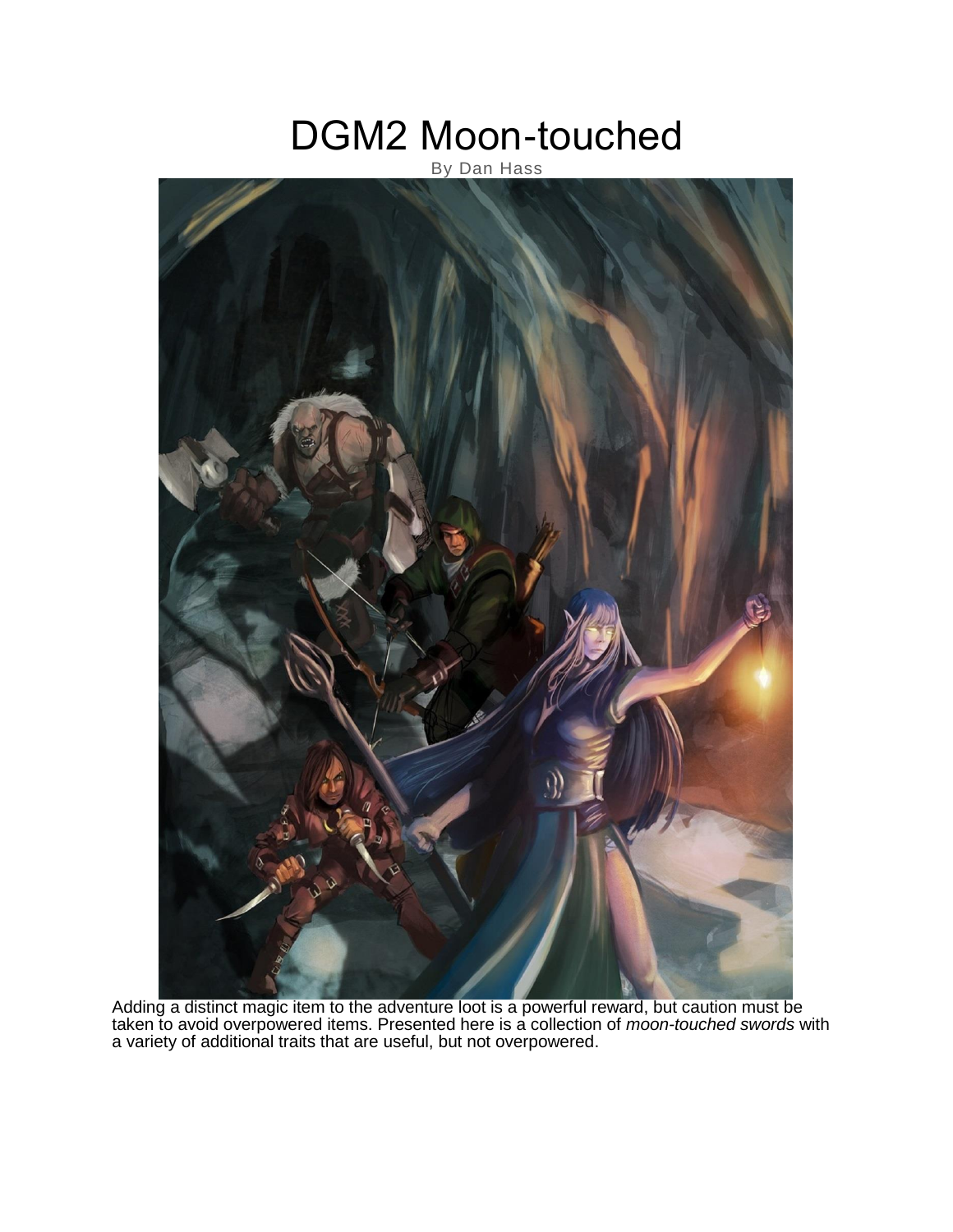# DGM2 Moon-touched

By Dan Hass

Adding a distinct magic item to the adventure loot is a powerful reward, but caution must be taken to avoid overpowered items. Presented here is a collection of *moon-touched swords* with a variety of additional traits that are useful, but not overpowered.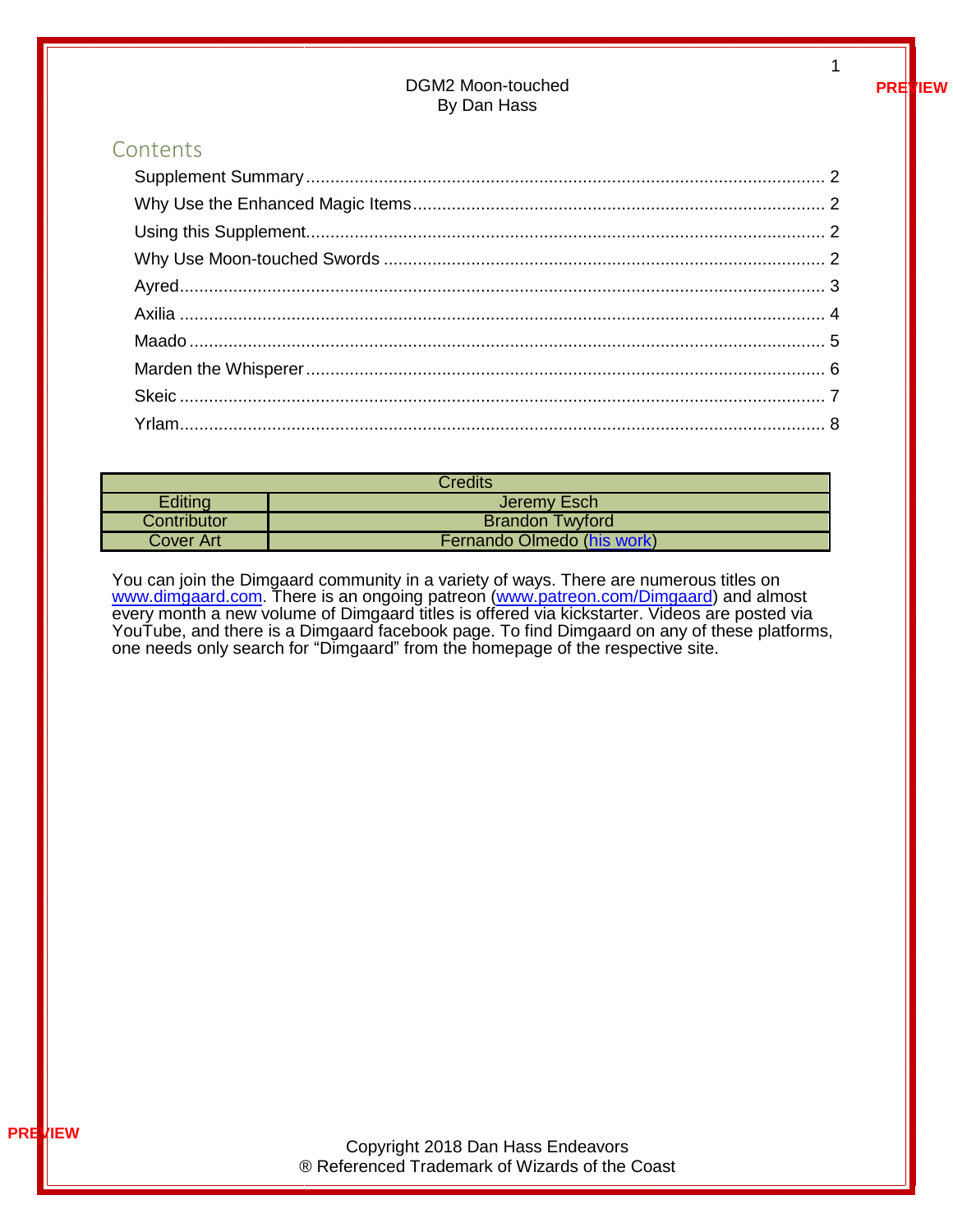DGM2 Moon-touched
By Dan Hass

## Contents

Supplement Summary ........ 2
Why Use the Enhanced Magic Items ........ 2
Using this Supplement ........ 2
Why Use Moon-touched Swords ........ 2
Ayred ........ 3
Axilia ........ 4
Maado ........ 5
Marden the Whisperer ........ 6
Skeic ........ 7
Yrlam ........ 8

| Credits | |
|---|---|
| Editing | Jeremy Esch |
| Contributor | Brandon Twyford |
| Cover Art | Fernando Olmedo (his work) |

You can join the Dimgaard community in a variety of ways. There are numerous titles on www.dimgaard.com. There is an ongoing patreon (www.patreon.com/Dimgaard) and almost every month a new volume of Dimgaard titles is offered via kickstarter. Videos are posted via YouTube, and there is a Dimgaard facebook page. To find Dimgaard on any of these platforms, one needs only search for "Dimgaard" from the homepage of the respective site.

Copyright 2018 Dan Hass Endeavors
® Referenced Trademark of Wizards of the Coast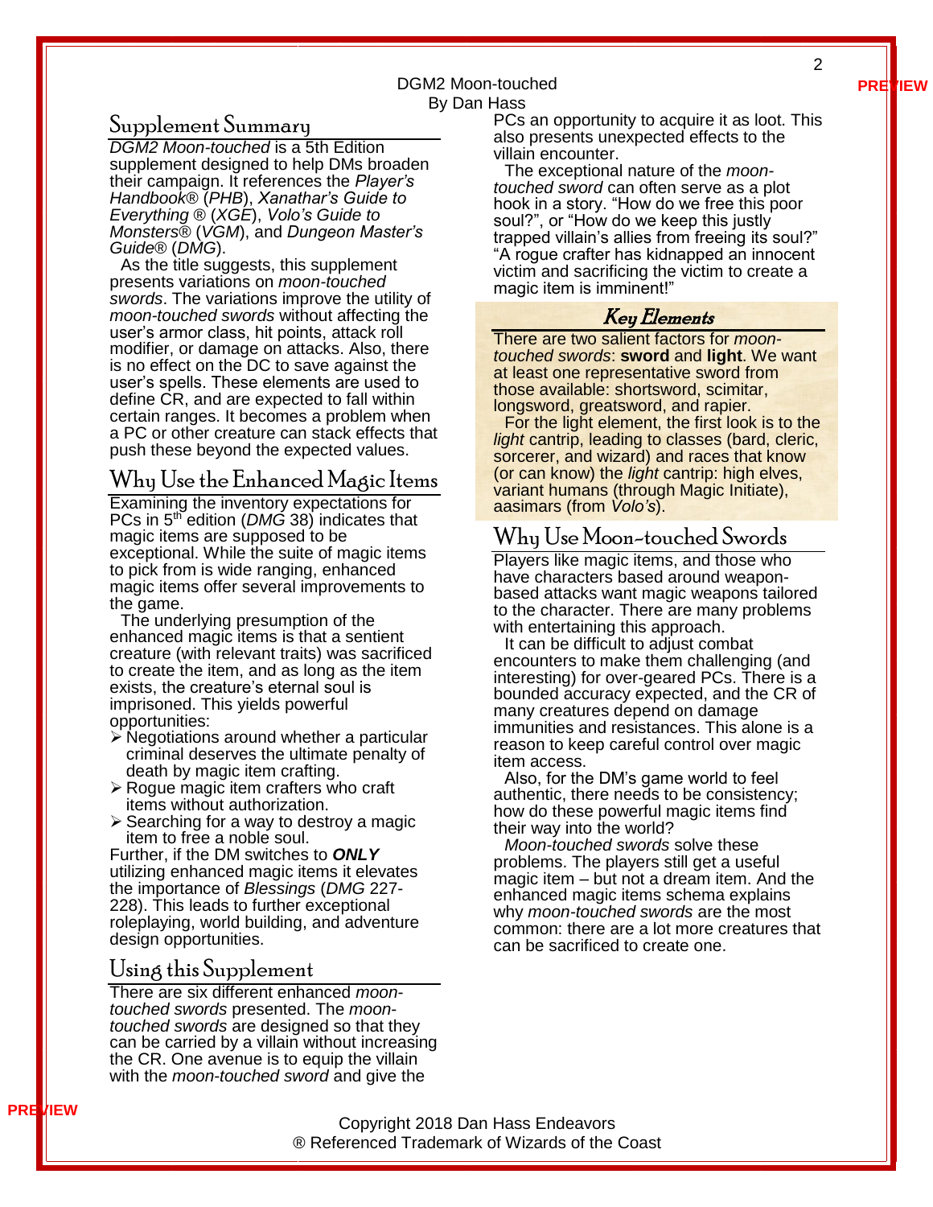## Supplement Summary

*DGM2 Moon-touched* is a 5th Edition supplement designed to help DMs broaden their campaign. It references the *Player's Handbook®* (*PHB*), *Xanathar's Guide to Everything ®* (*XGE*), *Volo's Guide to Monsters®* (*VGM*), and *Dungeon Master's Guide®* (*DMG*).

As the title suggests, this supplement presents variations on *moon-touched swords*. The variations improve the utility of *moon-touched swords* without affecting the user's armor class, hit points, attack roll modifier, or damage on attacks. Also, there is no effect on the DC to save against the user's spells. These elements are used to define CR, and are expected to fall within certain ranges. It becomes a problem when a PC or other creature can stack effects that push these beyond the expected values.

## Why Use the Enhanced Magic Items

Examining the inventory expectations for PCs in 5th edition (*DMG* 38) indicates that magic items are supposed to be exceptional. While the suite of magic items to pick from is wide ranging, enhanced magic items offer several improvements to the game.

The underlying presumption of the enhanced magic items is that a sentient creature (with relevant traits) was sacrificed to create the item, and as long as the item exists, the creature's eternal soul is imprisoned. This yields powerful opportunities:

- Negotiations around whether a particular criminal deserves the ultimate penalty of death by magic item crafting.
- Rogue magic item crafters who craft items without authorization.
- Searching for a way to destroy a magic item to free a noble soul.

Further, if the DM switches to ***ONLY*** utilizing enhanced magic items it elevates the importance of *Blessings* (*DMG* 227-228). This leads to further exceptional roleplaying, world building, and adventure design opportunities.

## Using this Supplement

There are six different enhanced *moon-touched swords* presented. The *moon-touched swords* are designed so that they can be carried by a villain without increasing the CR. One avenue is to equip the villain with the *moon-touched sword* and give the PCs an opportunity to acquire it as loot. This also presents unexpected effects to the villain encounter.

The exceptional nature of the *moon-touched sword* can often serve as a plot hook in a story. "How do we free this poor soul?", or "How do we keep this justly trapped villain's allies from freeing its soul?" "A rogue crafter has kidnapped an innocent victim and sacrificing the victim to create a magic item is imminent!"

### Key Elements

There are two salient factors for *moon-touched swords*: **sword** and **light**. We want at least one representative sword from those available: shortsword, scimitar, longsword, greatsword, and rapier.

For the light element, the first look is to the *light* cantrip, leading to classes (bard, cleric, sorcerer, and wizard) and races that know (or can know) the *light* cantrip: high elves, variant humans (through Magic Initiate), aasimars (from *Volo's*).

## Why Use Moon-touched Swords

Players like magic items, and those who have characters based around weapon-based attacks want magic weapons tailored to the character. There are many problems with entertaining this approach.

It can be difficult to adjust combat encounters to make them challenging (and interesting) for over-geared PCs. There is a bounded accuracy expected, and the CR of many creatures depend on damage immunities and resistances. This alone is a reason to keep careful control over magic item access.

Also, for the DM's game world to feel authentic, there needs to be consistency; how do these powerful magic items find their way into the world?

*Moon-touched swords* solve these problems. The players still get a useful magic item – but not a dream item. And the enhanced magic items schema explains why *moon-touched swords* are the most common: there are a lot more creatures that can be sacrificed to create one.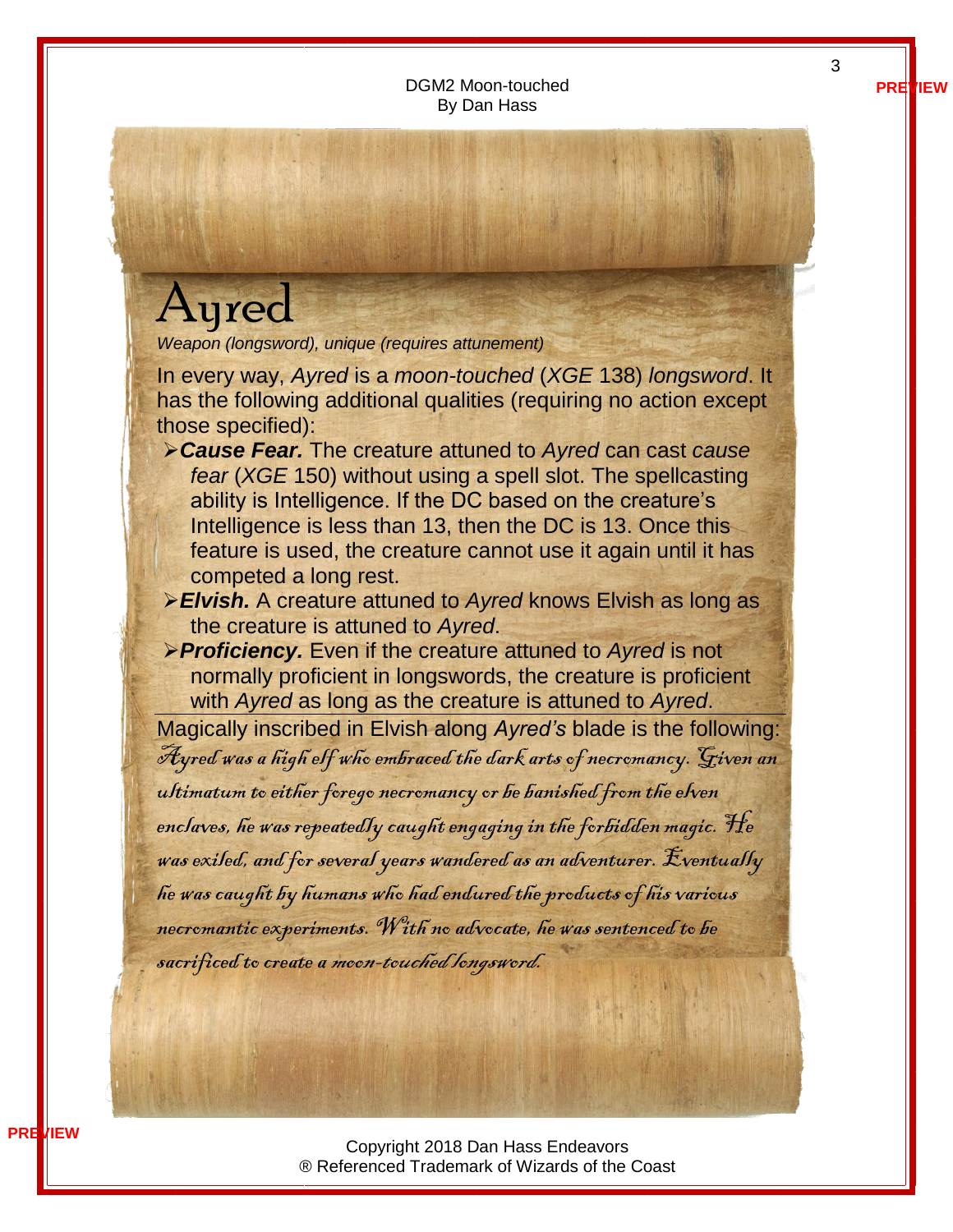# Ayred

*Weapon (longsword), unique (requires attunement)*

In every way, *Ayred* is a *moon-touched* (*XGE* 138) *longsword*. It has the following additional qualities (requiring no action except those specified):

- ***Cause Fear.*** The creature attuned to *Ayred* can cast *cause fear* (*XGE* 150) without using a spell slot. The spellcasting ability is Intelligence. If the DC based on the creature's Intelligence is less than 13, then the DC is 13. Once this feature is used, the creature cannot use it again until it has competed a long rest.
- ***Elvish.*** A creature attuned to *Ayred* knows Elvish as long as the creature is attuned to *Ayred*.
- ***Proficiency.*** Even if the creature attuned to *Ayred* is not normally proficient in longswords, the creature is proficient with *Ayred* as long as the creature is attuned to *Ayred*.

---

Magically inscribed in Elvish along *Ayred's* blade is the following:

*Ayred was a high elf who embraced the dark arts of necromancy. Given an ultimatum to either forego necromancy or be banished from the elven enclaves, he was repeatedly caught engaging in the forbidden magic. He was exiled, and for several years wandered as an adventurer. Eventually he was caught by humans who had endured the products of his various necromantic experiments. With no advocate, he was sentenced to be sacrificed to create a moon-touched longsword.*